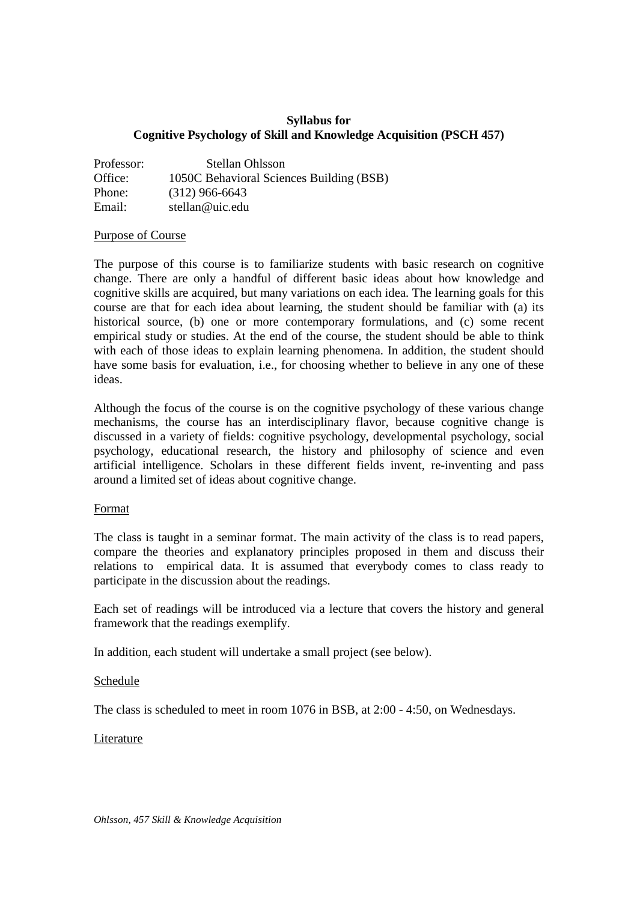**Syllabus for**
**Cognitive Psychology of Skill and Knowledge Acquisition (PSCH 457)**

Professor: Stellan Ohlsson
Office: 1050C Behavioral Sciences Building (BSB)
Phone: (312) 966-6643
Email: stellan@uic.edu

## Purpose of Course

The purpose of this course is to familiarize students with basic research on cognitive change. There are only a handful of different basic ideas about how knowledge and cognitive skills are acquired, but many variations on each idea. The learning goals for this course are that for each idea about learning, the student should be familiar with (a) its historical source, (b) one or more contemporary formulations, and (c) some recent empirical study or studies. At the end of the course, the student should be able to think with each of those ideas to explain learning phenomena. In addition, the student should have some basis for evaluation, i.e., for choosing whether to believe in any one of these ideas.

Although the focus of the course is on the cognitive psychology of these various change mechanisms, the course has an interdisciplinary flavor, because cognitive change is discussed in a variety of fields: cognitive psychology, developmental psychology, social psychology, educational research, the history and philosophy of science and even artificial intelligence. Scholars in these different fields invent, re-inventing and pass around a limited set of ideas about cognitive change.

## Format

The class is taught in a seminar format. The main activity of the class is to read papers, compare the theories and explanatory principles proposed in them and discuss their relations to empirical data. It is assumed that everybody comes to class ready to participate in the discussion about the readings.

Each set of readings will be introduced via a lecture that covers the history and general framework that the readings exemplify.

In addition, each student will undertake a small project (see below).

## Schedule

The class is scheduled to meet in room 1076 in BSB, at 2:00 - 4:50, on Wednesdays.

## Literature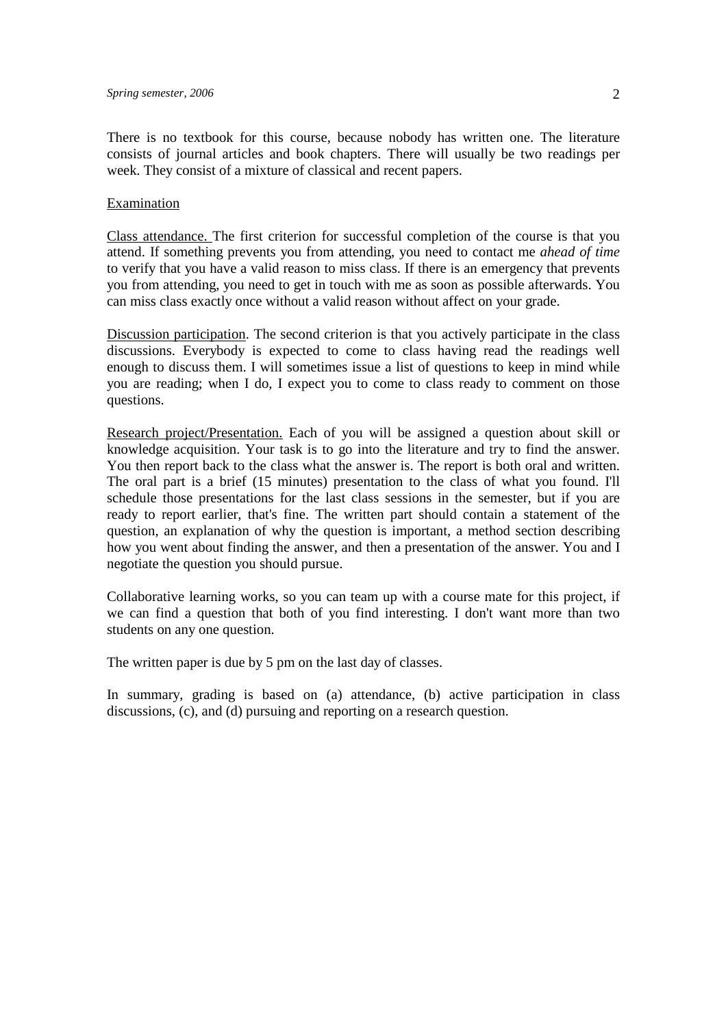There is no textbook for this course, because nobody has written one. The literature consists of journal articles and book chapters. There will usually be two readings per week. They consist of a mixture of classical and recent papers.

Examination

Class attendance. The first criterion for successful completion of the course is that you attend. If something prevents you from attending, you need to contact me *ahead of time* to verify that you have a valid reason to miss class. If there is an emergency that prevents you from attending, you need to get in touch with me as soon as possible afterwards. You can miss class exactly once without a valid reason without affect on your grade.

Discussion participation. The second criterion is that you actively participate in the class discussions. Everybody is expected to come to class having read the readings well enough to discuss them. I will sometimes issue a list of questions to keep in mind while you are reading; when I do, I expect you to come to class ready to comment on those questions.

Research project/Presentation. Each of you will be assigned a question about skill or knowledge acquisition. Your task is to go into the literature and try to find the answer. You then report back to the class what the answer is. The report is both oral and written. The oral part is a brief (15 minutes) presentation to the class of what you found. I'll schedule those presentations for the last class sessions in the semester, but if you are ready to report earlier, that's fine. The written part should contain a statement of the question, an explanation of why the question is important, a method section describing how you went about finding the answer, and then a presentation of the answer. You and I negotiate the question you should pursue.

Collaborative learning works, so you can team up with a course mate for this project, if we can find a question that both of you find interesting. I don't want more than two students on any one question.

The written paper is due by 5 pm on the last day of classes.

In summary, grading is based on (a) attendance, (b) active participation in class discussions, (c), and (d) pursuing and reporting on a research question.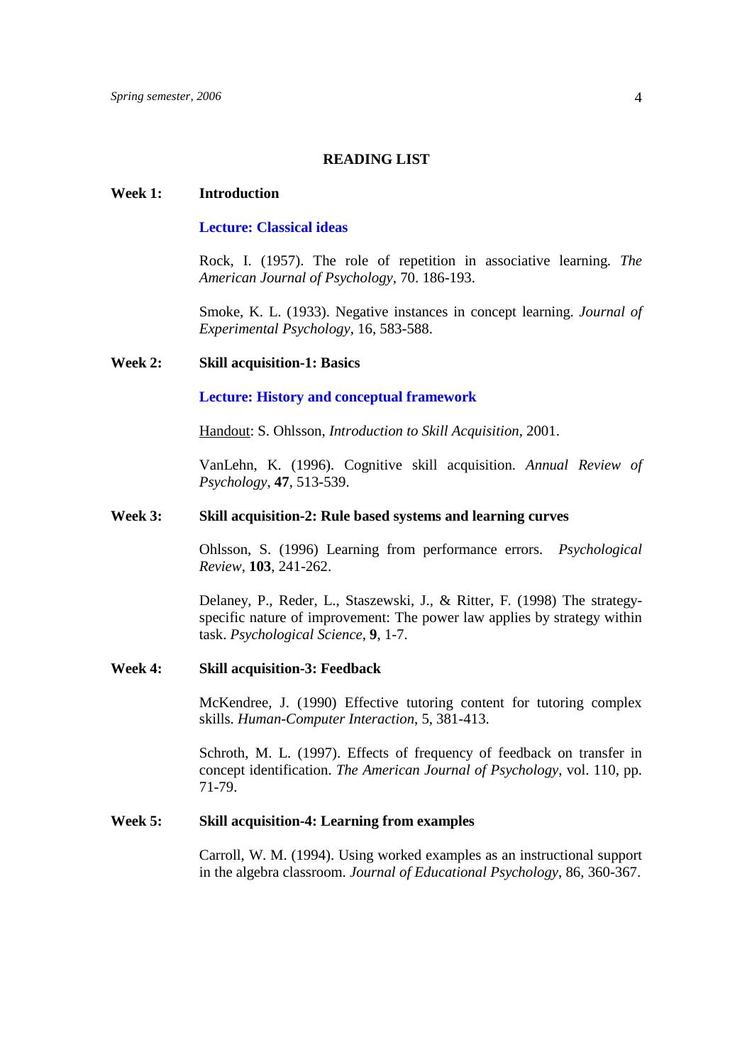## READING LIST

**Week 1: Introduction**

**Lecture: Classical ideas**

Rock, I. (1957). The role of repetition in associative learning. *The American Journal of Psychology*, 70. 186-193.

Smoke, K. L. (1933). Negative instances in concept learning. *Journal of Experimental Psychology*, 16, 583-588.

**Week 2: Skill acquisition-1: Basics**

**Lecture: History and conceptual framework**

Handout: S. Ohlsson, *Introduction to Skill Acquisition*, 2001.

VanLehn, K. (1996). Cognitive skill acquisition. *Annual Review of Psychology*, **47**, 513-539.

**Week 3: Skill acquisition-2: Rule based systems and learning curves**

Ohlsson, S. (1996) Learning from performance errors. *Psychological Review*, **103**, 241-262.

Delaney, P., Reder, L., Staszewski, J., & Ritter, F. (1998) The strategy-specific nature of improvement: The power law applies by strategy within task. *Psychological Science*, **9**, 1-7.

**Week 4: Skill acquisition-3: Feedback**

McKendree, J. (1990) Effective tutoring content for tutoring complex skills. *Human-Computer Interaction*, 5, 381-413.

Schroth, M. L. (1997). Effects of frequency of feedback on transfer in concept identification. *The American Journal of Psychology*, vol. 110, pp. 71-79.

**Week 5: Skill acquisition-4: Learning from examples**

Carroll, W. M. (1994). Using worked examples as an instructional support in the algebra classroom. *Journal of Educational Psychology*, 86, 360-367.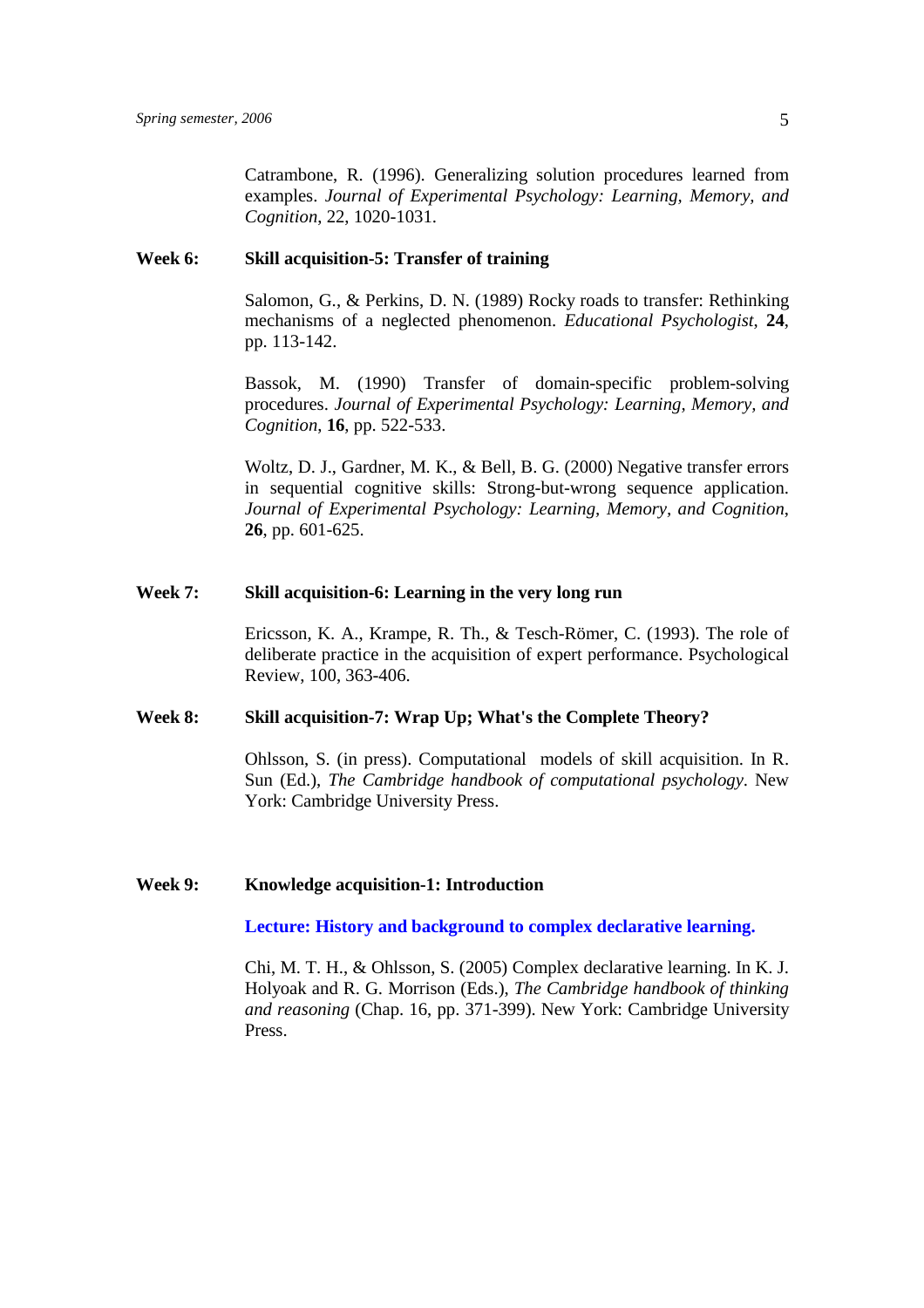Catrambone, R. (1996). Generalizing solution procedures learned from examples. *Journal of Experimental Psychology: Learning, Memory, and Cognition*, 22, 1020-1031.

**Week 6: Skill acquisition-5: Transfer of training**

Salomon, G., & Perkins, D. N. (1989) Rocky roads to transfer: Rethinking mechanisms of a neglected phenomenon. *Educational Psychologist*, **24**, pp. 113-142.

Bassok, M. (1990) Transfer of domain-specific problem-solving procedures. *Journal of Experimental Psychology: Learning, Memory, and Cognition*, **16**, pp. 522-533.

Woltz, D. J., Gardner, M. K., & Bell, B. G. (2000) Negative transfer errors in sequential cognitive skills: Strong-but-wrong sequence application. *Journal of Experimental Psychology: Learning, Memory, and Cognition*, **26**, pp. 601-625.

**Week 7: Skill acquisition-6: Learning in the very long run**

Ericsson, K. A., Krampe, R. Th., & Tesch-Römer, C. (1993). The role of deliberate practice in the acquisition of expert performance. Psychological Review, 100, 363-406.

**Week 8: Skill acquisition-7: Wrap Up; What's the Complete Theory?**

Ohlsson, S. (in press). Computational models of skill acquisition. In R. Sun (Ed.), *The Cambridge handbook of computational psychology*. New York: Cambridge University Press.

**Week 9: Knowledge acquisition-1: Introduction**

**Lecture: History and background to complex declarative learning.**

Chi, M. T. H., & Ohlsson, S. (2005) Complex declarative learning. In K. J. Holyoak and R. G. Morrison (Eds.), *The Cambridge handbook of thinking and reasoning* (Chap. 16, pp. 371-399). New York: Cambridge University Press.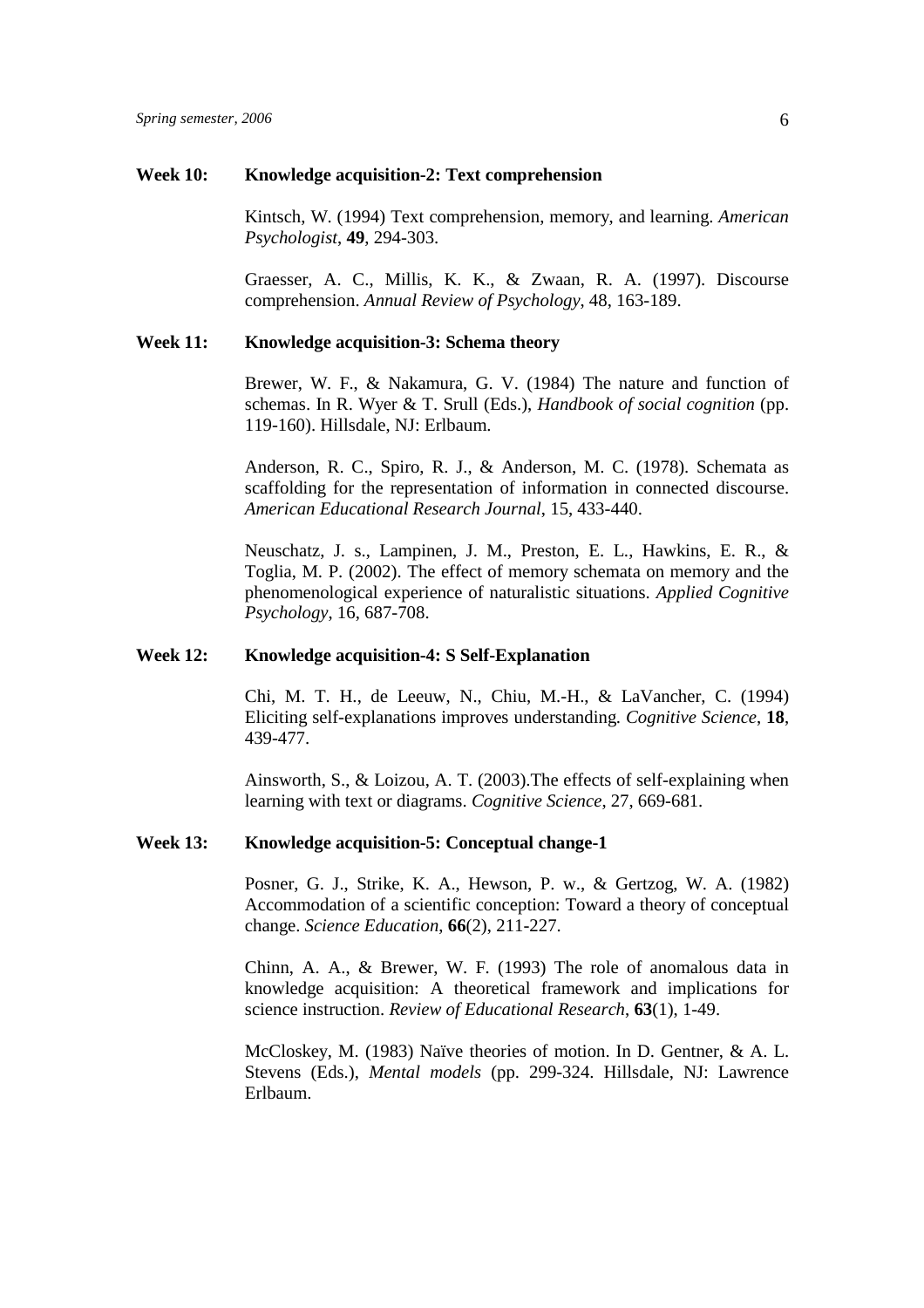**Week 10: Knowledge acquisition-2: Text comprehension**

Kintsch, W. (1994) Text comprehension, memory, and learning. *American Psychologist*, **49**, 294-303.

Graesser, A. C., Millis, K. K., & Zwaan, R. A. (1997). Discourse comprehension. *Annual Review of Psychology*, 48, 163-189.

**Week 11: Knowledge acquisition-3: Schema theory**

Brewer, W. F., & Nakamura, G. V. (1984) The nature and function of schemas. In R. Wyer & T. Srull (Eds.), *Handbook of social cognition* (pp. 119-160). Hillsdale, NJ: Erlbaum.

Anderson, R. C., Spiro, R. J., & Anderson, M. C. (1978). Schemata as scaffolding for the representation of information in connected discourse. *American Educational Research Journal*, 15, 433-440.

Neuschatz, J. s., Lampinen, J. M., Preston, E. L., Hawkins, E. R., & Toglia, M. P. (2002). The effect of memory schemata on memory and the phenomenological experience of naturalistic situations. *Applied Cognitive Psychology*, 16, 687-708.

**Week 12: Knowledge acquisition-4: S Self-Explanation**

Chi, M. T. H., de Leeuw, N., Chiu, M.-H., & LaVancher, C. (1994) Eliciting self-explanations improves understanding. *Cognitive Science*, **18**, 439-477.

Ainsworth, S., & Loizou, A. T. (2003).The effects of self-explaining when learning with text or diagrams. *Cognitive Science*, 27, 669-681.

**Week 13: Knowledge acquisition-5: Conceptual change-1**

Posner, G. J., Strike, K. A., Hewson, P. w., & Gertzog, W. A. (1982) Accommodation of a scientific conception: Toward a theory of conceptual change. *Science Education*, **66**(2), 211-227.

Chinn, A. A., & Brewer, W. F. (1993) The role of anomalous data in knowledge acquisition: A theoretical framework and implications for science instruction. *Review of Educational Research*, **63**(1), 1-49.

McCloskey, M. (1983) Naïve theories of motion. In D. Gentner, & A. L. Stevens (Eds.), *Mental models* (pp. 299-324. Hillsdale, NJ: Lawrence Erlbaum.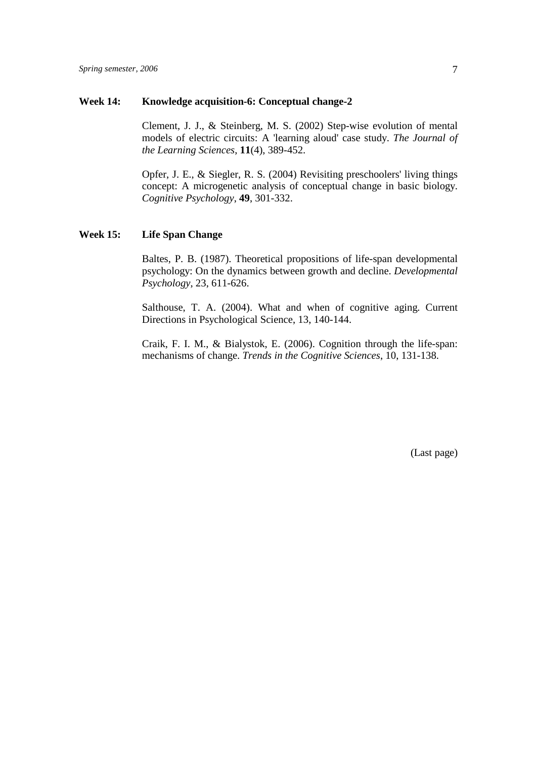**Week 14: Knowledge acquisition-6: Conceptual change-2**

Clement, J. J., & Steinberg, M. S. (2002) Step-wise evolution of mental models of electric circuits: A 'learning aloud' case study. *The Journal of the Learning Sciences*, **11**(4), 389-452.

Opfer, J. E., & Siegler, R. S. (2004) Revisiting preschoolers' living things concept: A microgenetic analysis of conceptual change in basic biology. *Cognitive Psychology*, **49**, 301-332.

**Week 15: Life Span Change**

Baltes, P. B. (1987). Theoretical propositions of life-span developmental psychology: On the dynamics between growth and decline. *Developmental Psychology*, 23, 611-626.

Salthouse, T. A. (2004). What and when of cognitive aging. Current Directions in Psychological Science, 13, 140-144.

Craik, F. I. M., & Bialystok, E. (2006). Cognition through the life-span: mechanisms of change. *Trends in the Cognitive Sciences*, 10, 131-138.

(Last page)